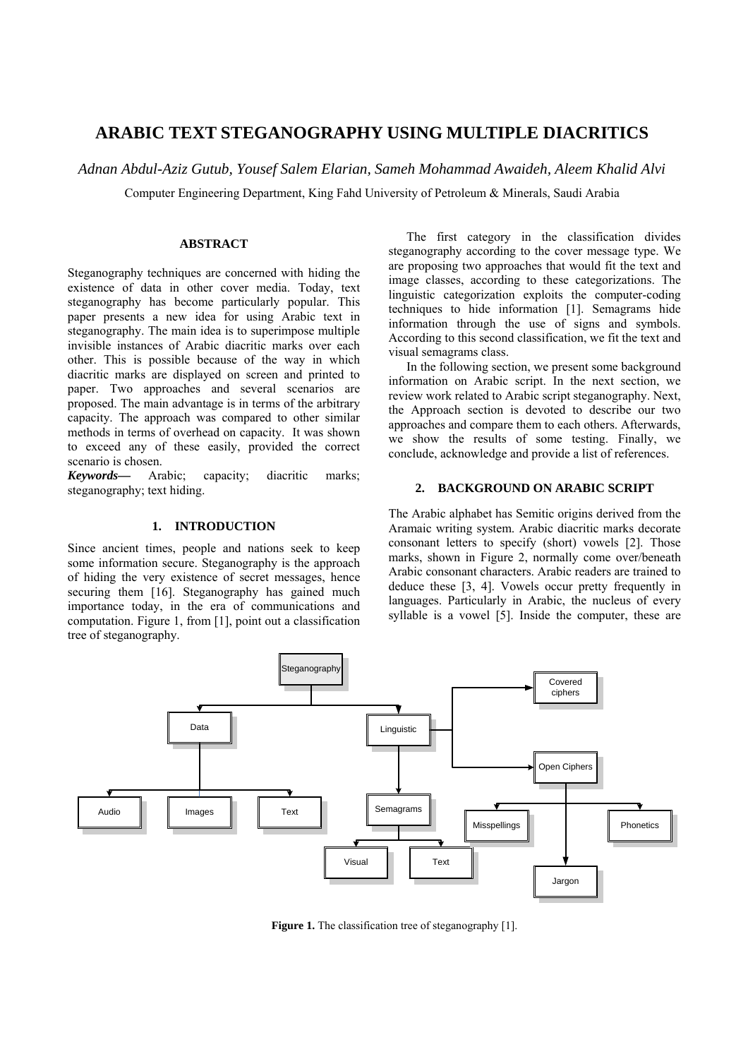# ARABIC TEXT STEGANOGRAPHY USING MULTIPLE DIACRITICS

*Adnan Abdul-Aziz Gutub, Yousef Salem Elarian, Sameh Mohammad Awaideh, Aleem Khalid Alvi*

Computer Engineering Department, King Fahd University of Petroleum & Minerals, Saudi Arabia

### ABSTRACT

Steganography techniques are concerned with hiding the existence of data in other cover media. Today, text steganography has become particularly popular. This paper presents a new idea for using Arabic text in steganography. The main idea is to superimpose multiple invisible instances of Arabic diacritic marks over each other. This is possible because of the way in which diacritic marks are displayed on screen and printed to paper. Two approaches and several scenarios are proposed. The main advantage is in terms of the arbitrary capacity. The approach was compared to other similar methods in terms of overhead on capacity. It was shown to exceed any of these easily, provided the correct scenario is chosen.

***Keywords—*** Arabic; capacity; diacritic marks; steganography; text hiding.

## 1. INTRODUCTION

Since ancient times, people and nations seek to keep some information secure. Steganography is the approach of hiding the very existence of secret messages, hence securing them [16]. Steganography has gained much importance today, in the era of communications and computation. Figure 1, from [1], point out a classification tree of steganography.

The first category in the classification divides steganography according to the cover message type. We are proposing two approaches that would fit the text and image classes, according to these categorizations. The linguistic categorization exploits the computer-coding techniques to hide information [1]. Semagrams hide information through the use of signs and symbols. According to this second classification, we fit the text and visual semagrams class.

In the following section, we present some background information on Arabic script. In the next section, we review work related to Arabic script steganography. Next, the Approach section is devoted to describe our two approaches and compare them to each others. Afterwards, we show the results of some testing. Finally, we conclude, acknowledge and provide a list of references.

## 2. BACKGROUND ON ARABIC SCRIPT

The Arabic alphabet has Semitic origins derived from the Aramaic writing system. Arabic diacritic marks decorate consonant letters to specify (short) vowels [2]. Those marks, shown in Figure 2, normally come over/beneath Arabic consonant characters. Arabic readers are trained to deduce these [3, 4]. Vowels occur pretty frequently in languages. Particularly in Arabic, the nucleus of every syllable is a vowel [5]. Inside the computer, these are

**Figure 1.** The classification tree of steganography [1].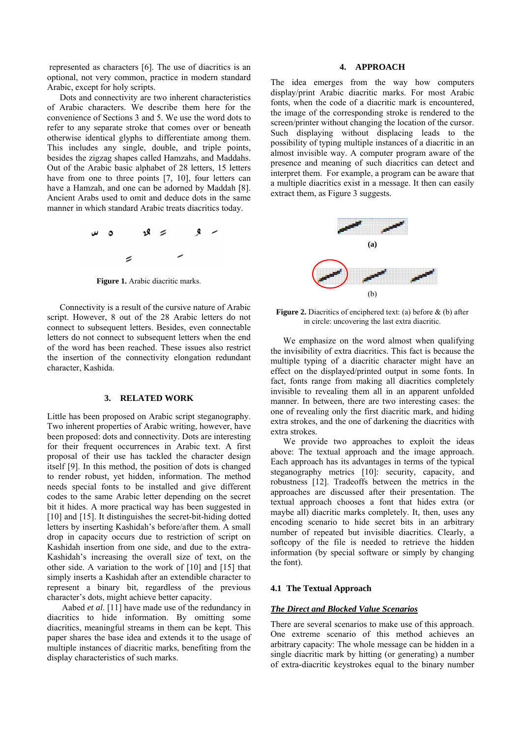represented as characters [6]. The use of diacritics is an optional, not very common, practice in modern standard Arabic, except for holy scripts.

Dots and connectivity are two inherent characteristics of Arabic characters. We describe them here for the convenience of Sections 3 and 5. We use the word dots to refer to any separate stroke that comes over or beneath otherwise identical glyphs to differentiate among them. This includes any single, double, and triple points, besides the zigzag shapes called Hamzahs, and Maddahs. Out of the Arabic basic alphabet of 28 letters, 15 letters have from one to three points [7, 10], four letters can have a Hamzah, and one can be adorned by Maddah [8]. Ancient Arabs used to omit and deduce dots in the same manner in which standard Arabic treats diacritics today.

**Figure 1.** Arabic diacritic marks.

Connectivity is a result of the cursive nature of Arabic script. However, 8 out of the 28 Arabic letters do not connect to subsequent letters. Besides, even connectable letters do not connect to subsequent letters when the end of the word has been reached. These issues also restrict the insertion of the connectivity elongation redundant character, Kashida.

## 3. RELATED WORK

Little has been proposed on Arabic script steganography. Two inherent properties of Arabic writing, however, have been proposed: dots and connectivity. Dots are interesting for their frequent occurrences in Arabic text. A first proposal of their use has tackled the character design itself [9]. In this method, the position of dots is changed to render robust, yet hidden, information. The method needs special fonts to be installed and give different codes to the same Arabic letter depending on the secret bit it hides. A more practical way has been suggested in [10] and [15]. It distinguishes the secret-bit-hiding dotted letters by inserting Kashidah's before/after them. A small drop in capacity occurs due to restriction of script on Kashidah insertion from one side, and due to the extra-Kashidah's increasing the overall size of text, on the other side. A variation to the work of [10] and [15] that simply inserts a Kashidah after an extendible character to represent a binary bit, regardless of the previous character's dots, might achieve better capacity.

Aabed *et al*. [11] have made use of the redundancy in diacritics to hide information. By omitting some diacritics, meaningful streams in them can be kept. This paper shares the base idea and extends it to the usage of multiple instances of diacritic marks, benefiting from the display characteristics of such marks.

## 4. APPROACH

The idea emerges from the way how computers display/print Arabic diacritic marks. For most Arabic fonts, when the code of a diacritic mark is encountered, the image of the corresponding stroke is rendered to the screen/printer without changing the location of the cursor. Such displaying without displacing leads to the possibility of typing multiple instances of a diacritic in an almost invisible way. A computer program aware of the presence and meaning of such diacritics can detect and interpret them. For example, a program can be aware that a multiple diacritics exist in a message. It then can easily extract them, as Figure 3 suggests.

(a)

(b)

**Figure 2.** Diacritics of enciphered text: (a) before & (b) after in circle: uncovering the last extra diacritic.

We emphasize on the word almost when qualifying the invisibility of extra diacritics. This fact is because the multiple typing of a diacritic character might have an effect on the displayed/printed output in some fonts. In fact, fonts range from making all diacritics completely invisible to revealing them all in an apparent unfolded manner. In between, there are two interesting cases: the one of revealing only the first diacritic mark, and hiding extra strokes, and the one of darkening the diacritics with extra strokes.

We provide two approaches to exploit the ideas above: The textual approach and the image approach. Each approach has its advantages in terms of the typical steganography metrics [10]: security, capacity, and robustness [12]. Tradeoffs between the metrics in the approaches are discussed after their presentation. The textual approach chooses a font that hides extra (or maybe all) diacritic marks completely. It, then, uses any encoding scenario to hide secret bits in an arbitrary number of repeated but invisible diacritics. Clearly, a softcopy of the file is needed to retrieve the hidden information (by special software or simply by changing the font).

### 4.1 The Textual Approach

***The Direct and Blocked Value Scenarios***

There are several scenarios to make use of this approach. One extreme scenario of this method achieves an arbitrary capacity: The whole message can be hidden in a single diacritic mark by hitting (or generating) a number of extra-diacritic keystrokes equal to the binary number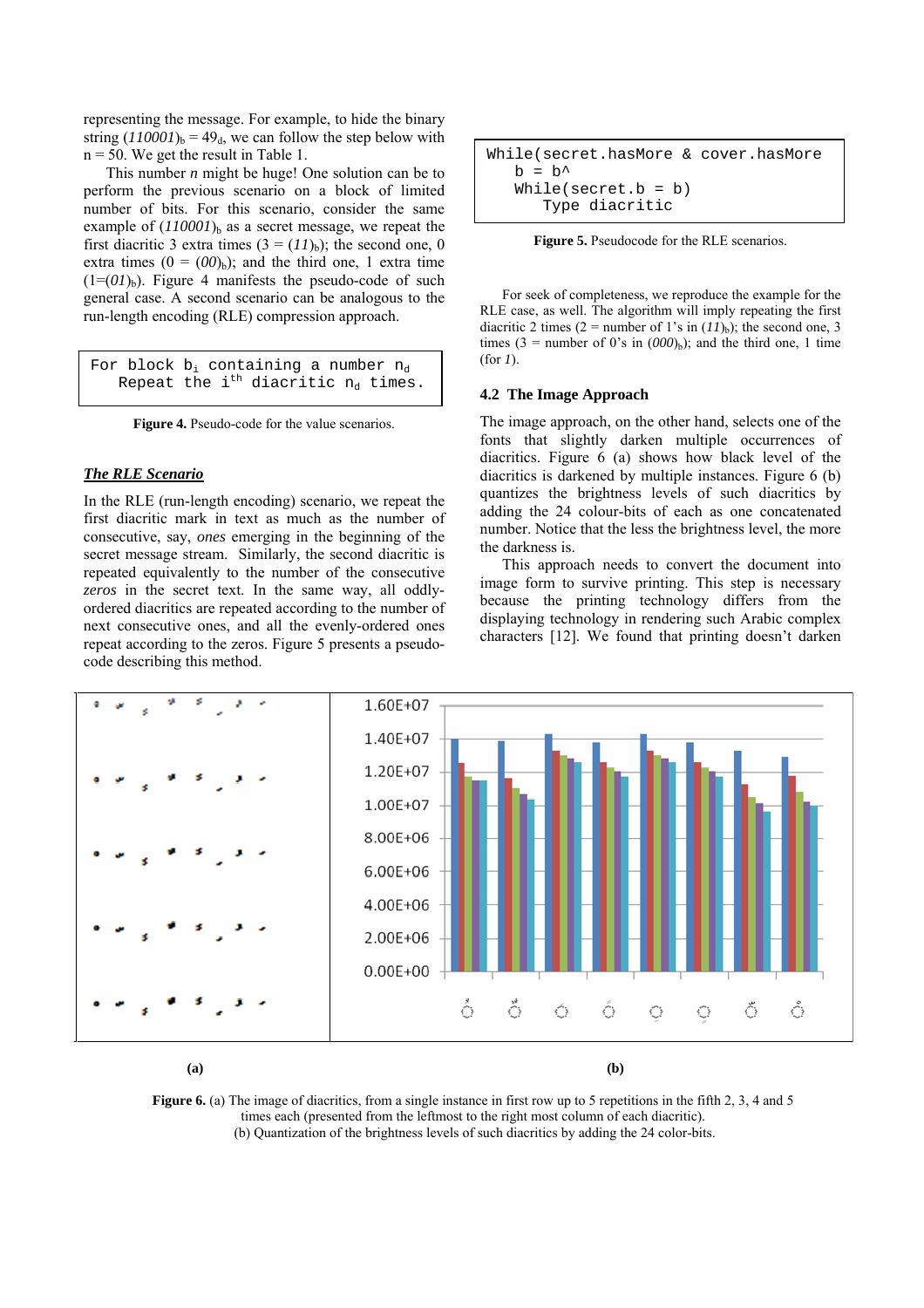representing the message. For example, to hide the binary string $(110001)_b = 49_d$, we can follow the step below with n = 50. We get the result in Table 1.

This number *n* might be huge! One solution can be to perform the previous scenario on a block of limited number of bits. For this scenario, consider the same example of $(110001)_b$ as a secret message, we repeat the first diacritic 3 extra times ($3 = (11)_b$); the second one, 0 extra times ($0 = (00)_b$); and the third one, 1 extra time ($1=(01)_b$). Figure 4 manifests the pseudo-code of such general case. A second scenario can be analogous to the run-length encoding (RLE) compression approach.

```
For block bi containing a number nd
    Repeat the ith diacritic nd times.
```

**Figure 4.** Pseudo-code for the value scenarios.

***The RLE Scenario***

In the RLE (run-length encoding) scenario, we repeat the first diacritic mark in text as much as the number of consecutive, say, *ones* emerging in the beginning of the secret message stream. Similarly, the second diacritic is repeated equivalently to the number of the consecutive *zeros* in the secret text. In the same way, all oddly-ordered diacritics are repeated according to the number of next consecutive ones, and all the evenly-ordered ones repeat according to the zeros. Figure 5 presents a pseudo-code describing this method.

```
While(secret.hasMore & cover.hasMore
    b = b^
    While(secret.b = b)
        Type diacritic
```

**Figure 5.** Pseudocode for the RLE scenarios.

For seek of completeness, we reproduce the example for the RLE case, as well. The algorithm will imply repeating the first diacritic 2 times (2 = number of 1's in $(11)_b$); the second one, 3 times (3 = number of 0's in $(000)_b$); and the third one, 1 time (for *1*).

### 4.2 The Image Approach

The image approach, on the other hand, selects one of the fonts that slightly darken multiple occurrences of diacritics. Figure 6 (a) shows how black level of the diacritics is darkened by multiple instances. Figure 6 (b) quantizes the brightness levels of such diacritics by adding the 24 colour-bits of each as one concatenated number. Notice that the less the brightness level, the more the darkness is.

This approach needs to convert the document into image form to survive printing. This step is necessary because the printing technology differs from the displaying technology in rendering such Arabic complex characters [12]. We found that printing doesn't darken

(a) (b)

**Figure 6.** (a) The image of diacritics, from a single instance in first row up to 5 repetitions in the fifth 2, 3, 4 and 5 times each (presented from the leftmost to the right most column of each diacritic).
(b) Quantization of the brightness levels of such diacritics by adding the 24 color-bits.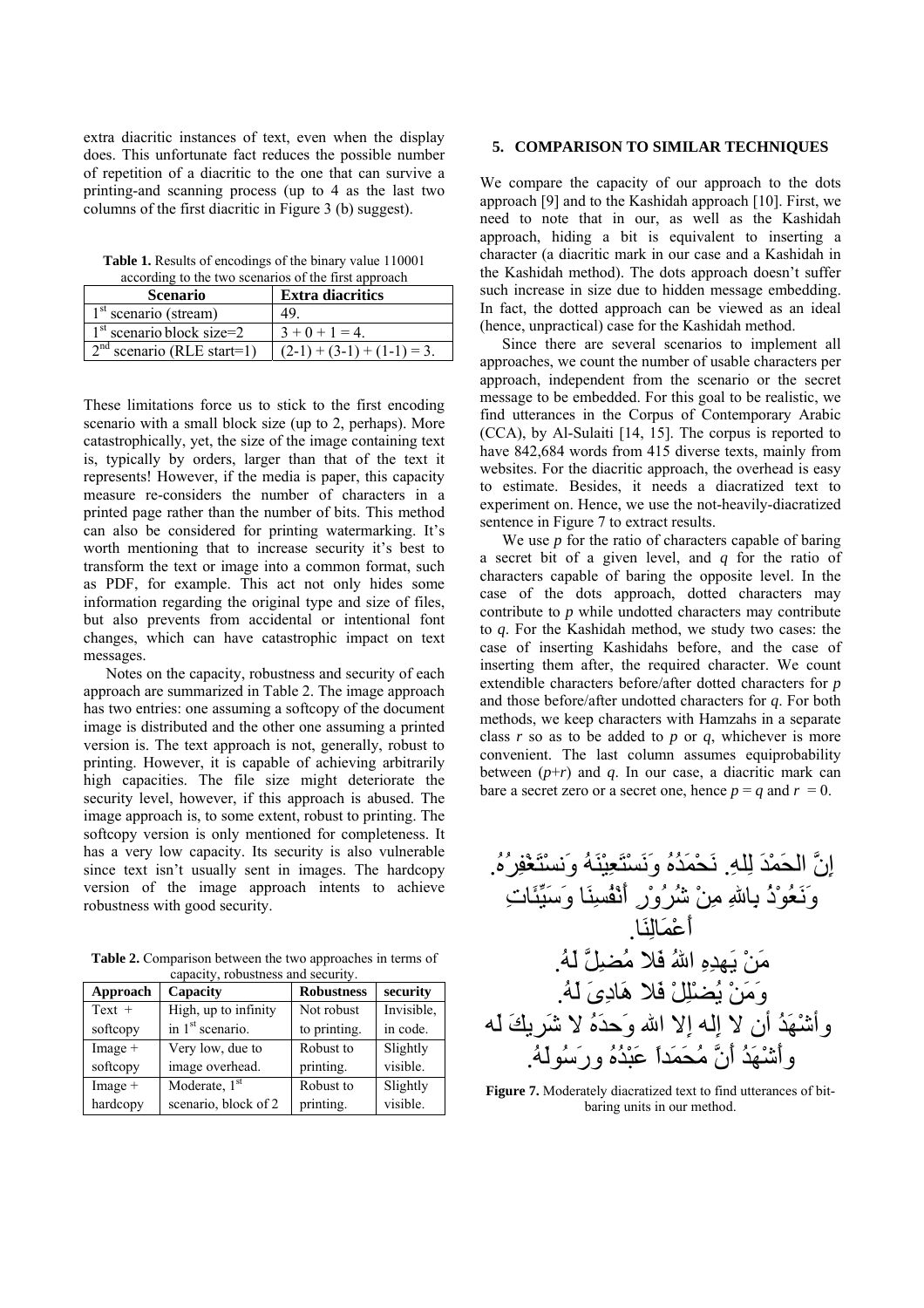extra diacritic instances of text, even when the display does. This unfortunate fact reduces the possible number of repetition of a diacritic to the one that can survive a printing-and scanning process (up to 4 as the last two columns of the first diacritic in Figure 3 (b) suggest).

**Table 1.** Results of encodings of the binary value 110001 according to the two scenarios of the first approach

| Scenario | Extra diacritics |
|---|---|
| 1st scenario (stream) | 49. |
| 1st scenario block size=2 | 3 + 0 + 1 = 4. |
| 2nd scenario (RLE start=1) | (2-1) + (3-1) + (1-1) = 3. |

These limitations force us to stick to the first encoding scenario with a small block size (up to 2, perhaps). More catastrophically, yet, the size of the image containing text is, typically by orders, larger than that of the text it represents! However, if the media is paper, this capacity measure re-considers the number of characters in a printed page rather than the number of bits. This method can also be considered for printing watermarking. It's worth mentioning that to increase security it's best to transform the text or image into a common format, such as PDF, for example. This act not only hides some information regarding the original type and size of files, but also prevents from accidental or intentional font changes, which can have catastrophic impact on text messages.

Notes on the capacity, robustness and security of each approach are summarized in Table 2. The image approach has two entries: one assuming a softcopy of the document image is distributed and the other one assuming a printed version is. The text approach is not, generally, robust to printing. However, it is capable of achieving arbitrarily high capacities. The file size might deteriorate the security level, however, if this approach is abused. The image approach is, to some extent, robust to printing. The softcopy version is only mentioned for completeness. It has a very low capacity. Its security is also vulnerable since text isn't usually sent in images. The hardcopy version of the image approach intents to achieve robustness with good security.

**Table 2.** Comparison between the two approaches in terms of capacity, robustness and security.

| Approach | Capacity | Robustness | security |
|---|---|---|---|
| Text + softcopy | High, up to infinity in 1st scenario. | Not robust to printing. | Invisible, in code. |
| Image + softcopy | Very low, due to image overhead. | Robust to printing. | Slightly visible. |
| Image + hardcopy | Moderate, 1st scenario, block of 2 | Robust to printing. | Slightly visible. |

## 5. COMPARISON TO SIMILAR TECHNIQUES

We compare the capacity of our approach to the dots approach [9] and to the Kashidah approach [10]. First, we need to note that in our, as well as the Kashidah approach, hiding a bit is equivalent to inserting a character (a diacritic mark in our case and a Kashidah in the Kashidah method). The dots approach doesn't suffer such increase in size due to hidden message embedding. In fact, the dotted approach can be viewed as an ideal (hence, unpractical) case for the Kashidah method.

Since there are several scenarios to implement all approaches, we count the number of usable characters per approach, independent from the scenario or the secret message to be embedded. For this goal to be realistic, we find utterances in the Corpus of Contemporary Arabic (CCA), by Al-Sulaiti [14, 15]. The corpus is reported to have 842,684 words from 415 diverse texts, mainly from websites. For the diacritic approach, the overhead is easy to estimate. Besides, it needs a diacratized text to experiment on. Hence, we use the not-heavily-diacratized sentence in Figure 7 to extract results.

We use $p$ for the ratio of characters capable of baring a secret bit of a given level, and $q$ for the ratio of characters capable of baring the opposite level. In the case of the dots approach, dotted characters may contribute to $p$ while undotted characters may contribute to $q$. For the Kashidah method, we study two cases: the case of inserting Kashidahs before, and the case of inserting them after, the required character. We count extendible characters before/after dotted characters for $p$ and those before/after undotted characters for $q$. For both methods, we keep characters with Hamzahs in a separate class $r$ so as to be added to $p$ or $q$, whichever is more convenient. The last column assumes equiprobability between $(p+r)$ and $q$. In our case, a diacritic mark can bare a secret zero or a secret one, hence $p = q$ and $r = 0$.

إنَّ الحَمْدَ لِلهِ. نَحْمَدُهُ وَنَسْتَعِيْنَهُ وَنستَغْفِرُهُ.
وَنَعُوْذُ بِاللهِ مِنْ شُرُوْرِ أَنْفُسِنَا وَسَيِّئَاتِ
أَعْمَالِنَا.
مَنْ يَهدِهِ اللهُ فَلا مُضِلَّ لَهُ.
وَمَنْ يُضْلِلْ فَلا هَادِيَ لَهُ.
وأَشْهَدُ أن لا إله إلا الله وَحدَهُ لا شَرِيكَ لَه
وأَشْهَدُ أنَّ مُحَمَداً عَبْدُهُ ورَسُولُهُ.

**Figure 7.** Moderately diacratized text to find utterances of bit-baring units in our method.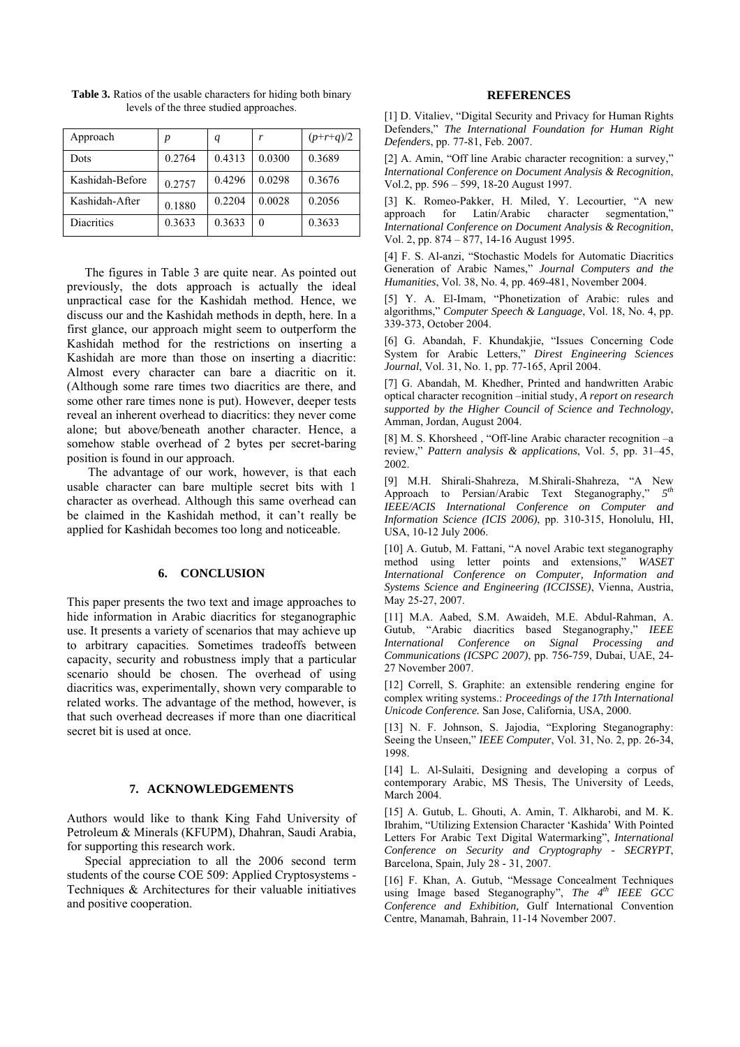**Table 3.** Ratios of the usable characters for hiding both binary levels of the three studied approaches.

| Approach | $p$ | $q$ | $r$ | $(p+r+q)/2$ |
|---|---|---|---|---|
| Dots | 0.2764 | 0.4313 | 0.0300 | 0.3689 |
| Kashidah-Before | 0.2757 | 0.4296 | 0.0298 | 0.3676 |
| Kashidah-After | 0.1880 | 0.2204 | 0.0028 | 0.2056 |
| Diacritics | 0.3633 | 0.3633 | 0 | 0.3633 |

The figures in Table 3 are quite near. As pointed out previously, the dots approach is actually the ideal unpractical case for the Kashidah method. Hence, we discuss our and the Kashidah methods in depth, here. In a first glance, our approach might seem to outperform the Kashidah method for the restrictions on inserting a Kashidah are more than those on inserting a diacritic: Almost every character can bare a diacritic on it. (Although some rare times two diacritics are there, and some other rare times none is put). However, deeper tests reveal an inherent overhead to diacritics: they never come alone; but above/beneath another character. Hence, a somehow stable overhead of 2 bytes per secret-baring position is found in our approach.

The advantage of our work, however, is that each usable character can bare multiple secret bits with 1 character as overhead. Although this same overhead can be claimed in the Kashidah method, it can't really be applied for Kashidah becomes too long and noticeable.

## 6. CONCLUSION

This paper presents the two text and image approaches to hide information in Arabic diacritics for steganographic use. It presents a variety of scenarios that may achieve up to arbitrary capacities. Sometimes tradeoffs between capacity, security and robustness imply that a particular scenario should be chosen. The overhead of using diacritics was, experimentally, shown very comparable to related works. The advantage of the method, however, is that such overhead decreases if more than one diacritical secret bit is used at once.

## 7. ACKNOWLEDGEMENTS

Authors would like to thank King Fahd University of Petroleum & Minerals (KFUPM), Dhahran, Saudi Arabia, for supporting this research work.

Special appreciation to all the 2006 second term students of the course COE 509: Applied Cryptosystems - Techniques & Architectures for their valuable initiatives and positive cooperation.

## REFERENCES

[1] D. Vitaliev, "Digital Security and Privacy for Human Rights Defenders," *The International Foundation for Human Right Defenders*, pp. 77-81, Feb. 2007.

[2] A. Amin, "Off line Arabic character recognition: a survey," *International Conference on Document Analysis & Recognition*, Vol.2, pp. 596 – 599, 18-20 August 1997.

[3] K. Romeo-Pakker, H. Miled, Y. Lecourtier, "A new approach for Latin/Arabic character segmentation," *International Conference on Document Analysis & Recognition*, Vol. 2, pp. 874 – 877, 14-16 August 1995.

[4] F. S. Al-anzi, "Stochastic Models for Automatic Diacritics Generation of Arabic Names," *Journal Computers and the Humanities*, Vol. 38, No. 4, pp. 469-481, November 2004.

[5] Y. A. El-Imam, "Phonetization of Arabic: rules and algorithms," *Computer Speech & Language*, Vol. 18, No. 4, pp. 339-373, October 2004.

[6] G. Abandah, F. Khundakjie, "Issues Concerning Code System for Arabic Letters," *Direst Engineering Sciences Journal*, Vol. 31, No. 1, pp. 77-165, April 2004.

[7] G. Abandah, M. Khedher, Printed and handwritten Arabic optical character recognition –initial study, *A report on research supported by the Higher Council of Science and Technology*, Amman, Jordan, August 2004.

[8] M. S. Khorsheed , "Off-line Arabic character recognition –a review," *Pattern analysis & applications*, Vol. 5, pp. 31–45, 2002.

[9] M.H. Shirali-Shahreza, M.Shirali-Shahreza, "A New Approach to Persian/Arabic Text Steganography," *5th IEEE/ACIS International Conference on Computer and Information Science (ICIS 2006)*, pp. 310-315, Honolulu, HI, USA, 10-12 July 2006.

[10] A. Gutub, M. Fattani, "A novel Arabic text steganography method using letter points and extensions," *WASET International Conference on Computer, Information and Systems Science and Engineering (ICCISSE)*, Vienna, Austria, May 25-27, 2007.

[11] M.A. Aabed, S.M. Awaideh, M.E. Abdul-Rahman, A. Gutub, "Arabic diacritics based Steganography," *IEEE International Conference on Signal Processing and Communications (ICSPC 2007)*, pp. 756-759, Dubai, UAE, 24-27 November 2007.

[12] Correll, S. Graphite: an extensible rendering engine for complex writing systems.: *Proceedings of the 17th International Unicode Conference.* San Jose, California, USA, 2000.

[13] N. F. Johnson, S. Jajodia, "Exploring Steganography: Seeing the Unseen," *IEEE Computer*, Vol. 31, No. 2, pp. 26-34, 1998.

[14] L. Al-Sulaiti, Designing and developing a corpus of contemporary Arabic, MS Thesis, The University of Leeds, March 2004.

[15] A. Gutub, L. Ghouti, A. Amin, T. Alkharobi, and M. K. Ibrahim, "Utilizing Extension Character 'Kashida' With Pointed Letters For Arabic Text Digital Watermarking", *International Conference on Security and Cryptography - SECRYPT*, Barcelona, Spain, July 28 - 31, 2007.

[16] F. Khan, A. Gutub, "Message Concealment Techniques using Image based Steganography", *The 4th IEEE GCC Conference and Exhibition,* Gulf International Convention Centre, Manamah, Bahrain, 11-14 November 2007.